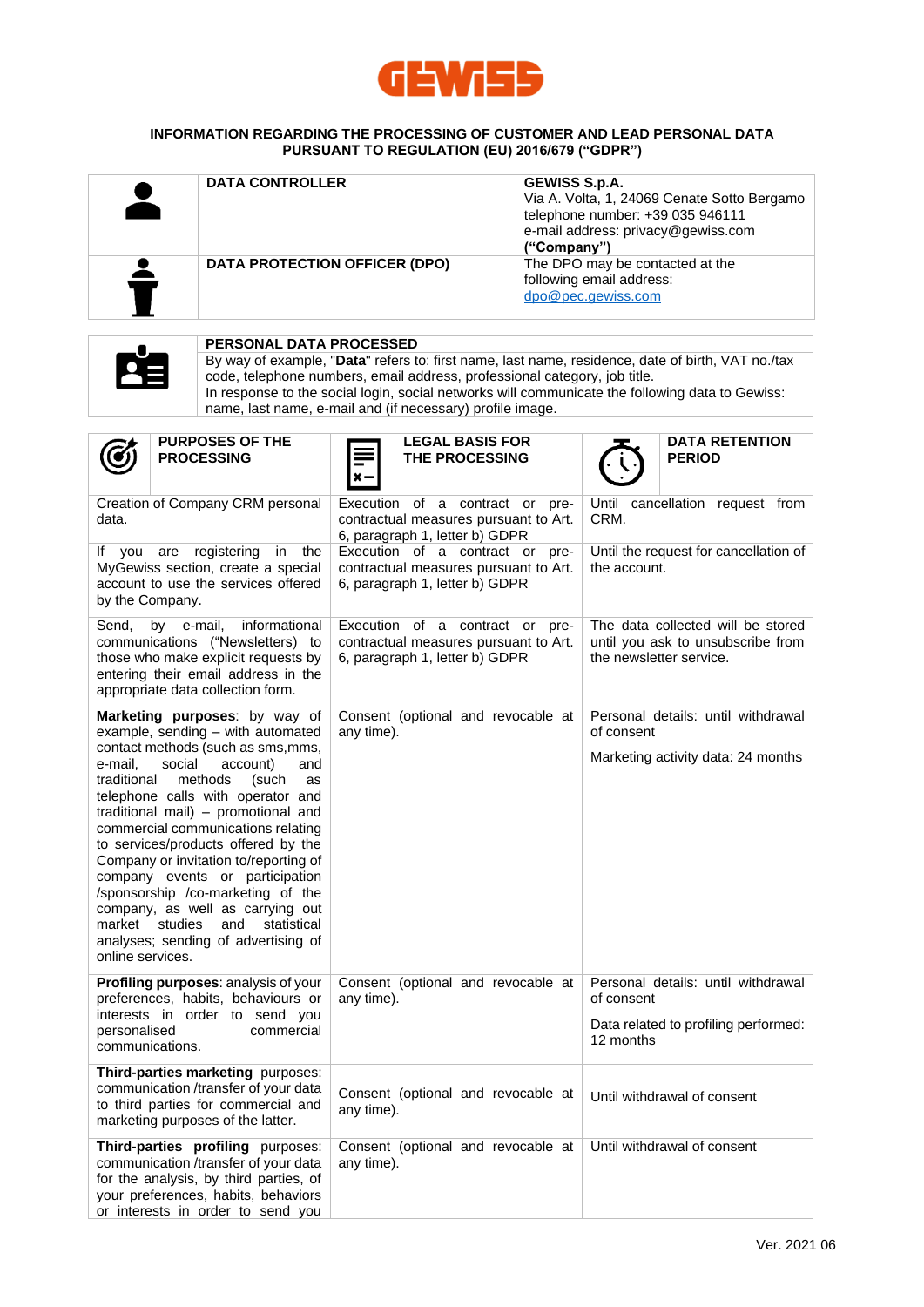GEWISS

# INFORMATION REGARDING THE PROCESSING OF CUSTOMER AND LEAD PERSONAL DATA PURSUANT TO REGULATION (EU) 2016/679 (“GDPR”)

| | | |
|---|---|---|
| **DATA CONTROLLER** | | **GEWISS S.p.A.**<br>Via A. Volta, 1, 24069 Cenate Sotto Bergamo<br>telephone number: +39 035 946111<br>e-mail address: privacy@gewiss.com<br>**(“Company”)** |
| **DATA PROTECTION OFFICER (DPO)** | | The DPO may be contacted at the following email address:<br>dpo@pec.gewiss.com |

| **PERSONAL DATA PROCESSED** |
|---|
| By way of example, "**Data**" refers to: first name, last name, residence, date of birth, VAT no./tax code, telephone numbers, email address, professional category, job title.<br>In response to the social login, social networks will communicate the following data to Gewiss: name, last name, e-mail and (if necessary) profile image. |

| **PURPOSES OF THE PROCESSING** | **LEGAL BASIS FOR THE PROCESSING** | **DATA RETENTION PERIOD** |
|---|---|---|
| Creation of Company CRM personal data. | Execution of a contract or pre-contractual measures pursuant to Art. 6, paragraph 1, letter b) GDPR | Until cancellation request from CRM. |
| If you are registering in the MyGewiss section, create a special account to use the services offered by the Company. | Execution of a contract or pre-contractual measures pursuant to Art. 6, paragraph 1, letter b) GDPR | Until the request for cancellation of the account. |
| Send, by e-mail, informational communications (“Newsletters”) to those who make explicit requests by entering their email address in the appropriate data collection form. | Execution of a contract or pre-contractual measures pursuant to Art. 6, paragraph 1, letter b) GDPR | The data collected will be stored until you ask to unsubscribe from the newsletter service. |
| **Marketing purposes**: by way of example, sending – with automated contact methods (such as sms,mms, e-mail, social account) and traditional methods (such as telephone calls with operator and traditional mail) – promotional and commercial communications relating to services/products offered by the Company or invitation to/reporting of company events or participation /sponsorship /co-marketing of the company, as well as carrying out market studies and statistical analyses; sending of advertising of online services. | Consent (optional and revocable at any time). | Personal details: until withdrawal of consent<br><br>Marketing activity data: 24 months |
| **Profiling purposes**: analysis of your preferences, habits, behaviours or interests in order to send you personalised commercial communications. | Consent (optional and revocable at any time). | Personal details: until withdrawal of consent<br><br>Data related to profiling performed: 12 months |
| **Third-parties marketing** purposes: communication /transfer of your data to third parties for commercial and marketing purposes of the latter. | Consent (optional and revocable at any time). | Until withdrawal of consent |
| **Third-parties profiling** purposes: communication /transfer of your data for the analysis, by third parties, of your preferences, habits, behaviors or interests in order to send you | Consent (optional and revocable at any time). | Until withdrawal of consent |

Ver. 2021 06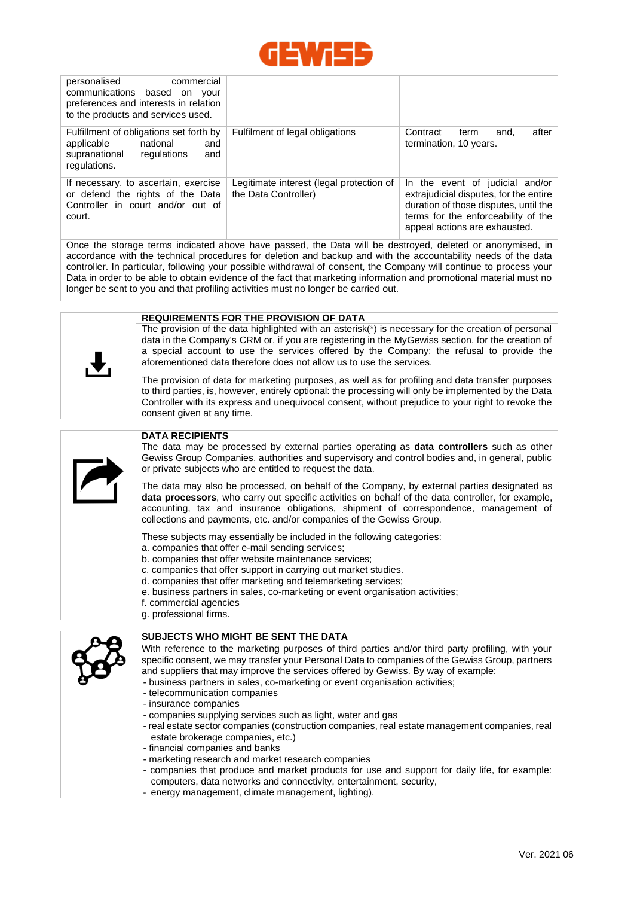| | | |
|---|---|---|
| personalised commercial communications based on your preferences and interests in relation to the products and services used. | | |
| Fulfillment of obligations set forth by applicable national and supranational regulations and regulations. | Fulfilment of legal obligations | Contract term and, after termination, 10 years. |
| If necessary, to ascertain, exercise or defend the rights of the Data Controller in court and/or out of court. | Legitimate interest (legal protection of the Data Controller) | In the event of judicial and/or extrajudicial disputes, for the entire duration of those disputes, until the terms for the enforceability of the appeal actions are exhausted. |

Once the storage terms indicated above have passed, the Data will be destroyed, deleted or anonymised, in accordance with the technical procedures for deletion and backup and with the accountability needs of the data controller. In particular, following your possible withdrawal of consent, the Company will continue to process your Data in order to be able to obtain evidence of the fact that marketing information and promotional material must no longer be sent to you and that profiling activities must no longer be carried out.

## REQUIREMENTS FOR THE PROVISION OF DATA

The provision of the data highlighted with an asterisk(*) is necessary for the creation of personal data in the Company's CRM or, if you are registering in the MyGewiss section, for the creation of a special account to use the services offered by the Company; the refusal to provide the aforementioned data therefore does not allow us to use the services.

The provision of data for marketing purposes, as well as for profiling and data transfer purposes to third parties, is, however, entirely optional: the processing will only be implemented by the Data Controller with its express and unequivocal consent, without prejudice to your right to revoke the consent given at any time.

## DATA RECIPIENTS

The data may be processed by external parties operating as **data controllers** such as other Gewiss Group Companies, authorities and supervisory and control bodies and, in general, public or private subjects who are entitled to request the data.

The data may also be processed, on behalf of the Company, by external parties designated as **data processors**, who carry out specific activities on behalf of the data controller, for example, accounting, tax and insurance obligations, shipment of correspondence, management of collections and payments, etc. and/or companies of the Gewiss Group.

These subjects may essentially be included in the following categories:
a. companies that offer e-mail sending services;
b. companies that offer website maintenance services;
c. companies that offer support in carrying out market studies.
d. companies that offer marketing and telemarketing services;
e. business partners in sales, co-marketing or event organisation activities;
f. commercial agencies
g. professional firms.

## SUBJECTS WHO MIGHT BE SENT THE DATA

With reference to the marketing purposes of third parties and/or third party profiling, with your specific consent, we may transfer your Personal Data to companies of the Gewiss Group, partners and suppliers that may improve the services offered by Gewiss. By way of example:

- business partners in sales, co-marketing or event organisation activities;
- telecommunication companies
- insurance companies
- companies supplying services such as light, water and gas
- real estate sector companies (construction companies, real estate management companies, real estate brokerage companies, etc.)
- financial companies and banks
- marketing research and market research companies
- companies that produce and market products for use and support for daily life, for example: computers, data networks and connectivity, entertainment, security,
- energy management, climate management, lighting).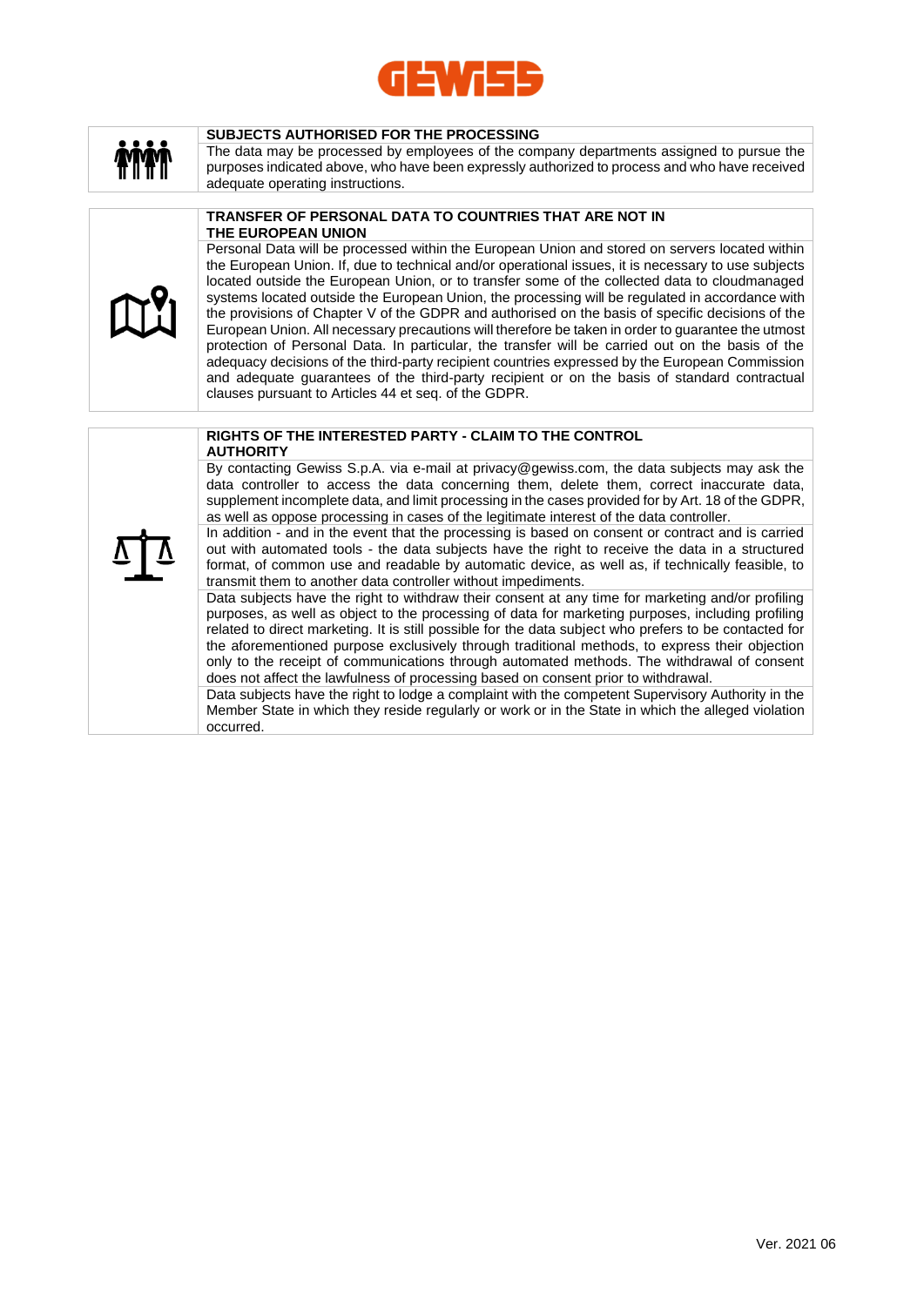### SUBJECTS AUTHORISED FOR THE PROCESSING

The data may be processed by employees of the company departments assigned to pursue the purposes indicated above, who have been expressly authorized to process and who have received adequate operating instructions.

### TRANSFER OF PERSONAL DATA TO COUNTRIES THAT ARE NOT IN THE EUROPEAN UNION

Personal Data will be processed within the European Union and stored on servers located within the European Union. If, due to technical and/or operational issues, it is necessary to use subjects located outside the European Union, or to transfer some of the collected data to cloudmanaged systems located outside the European Union, the processing will be regulated in accordance with the provisions of Chapter V of the GDPR and authorised on the basis of specific decisions of the European Union. All necessary precautions will therefore be taken in order to guarantee the utmost protection of Personal Data. In particular, the transfer will be carried out on the basis of the adequacy decisions of the third-party recipient countries expressed by the European Commission and adequate guarantees of the third-party recipient or on the basis of standard contractual clauses pursuant to Articles 44 et seq. of the GDPR.

### RIGHTS OF THE INTERESTED PARTY - CLAIM TO THE CONTROL AUTHORITY

By contacting Gewiss S.p.A. via e-mail at privacy@gewiss.com, the data subjects may ask the data controller to access the data concerning them, delete them, correct inaccurate data, supplement incomplete data, and limit processing in the cases provided for by Art. 18 of the GDPR, as well as oppose processing in cases of the legitimate interest of the data controller.

In addition - and in the event that the processing is based on consent or contract and is carried out with automated tools - the data subjects have the right to receive the data in a structured format, of common use and readable by automatic device, as well as, if technically feasible, to transmit them to another data controller without impediments.

Data subjects have the right to withdraw their consent at any time for marketing and/or profiling purposes, as well as object to the processing of data for marketing purposes, including profiling related to direct marketing. It is still possible for the data subject who prefers to be contacted for the aforementioned purpose exclusively through traditional methods, to express their objection only to the receipt of communications through automated methods. The withdrawal of consent does not affect the lawfulness of processing based on consent prior to withdrawal.

Data subjects have the right to lodge a complaint with the competent Supervisory Authority in the Member State in which they reside regularly or work or in the State in which the alleged violation occurred.

Ver. 2021 06